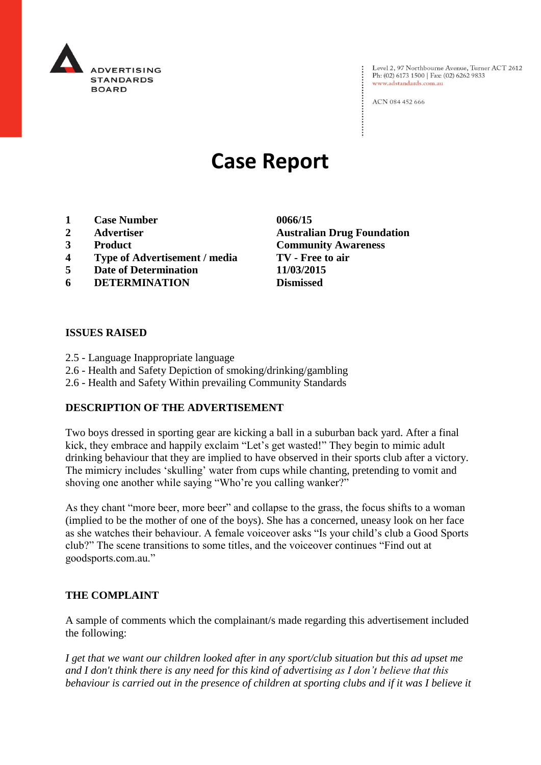ADVERTISING STANDARDS BOARD

Level 2, 97 Northbourne Avenue, Turner ACT 2612
Ph: (02) 6173 1500 | Fax: (02) 6262 9833
www.adstandards.com.au

ACN 084 452 666

# Case Report

| | | |
|---|---|---|
| **1** | **Case Number** | **0066/15** |
| **2** | **Advertiser** | **Australian Drug Foundation** |
| **3** | **Product** | **Community Awareness** |
| **4** | **Type of Advertisement / media** | **TV - Free to air** |
| **5** | **Date of Determination** | **11/03/2015** |
| **6** | **DETERMINATION** | **Dismissed** |

**ISSUES RAISED**

2.5 - Language Inappropriate language
2.6 - Health and Safety Depiction of smoking/drinking/gambling
2.6 - Health and Safety Within prevailing Community Standards

**DESCRIPTION OF THE ADVERTISEMENT**

Two boys dressed in sporting gear are kicking a ball in a suburban back yard. After a final kick, they embrace and happily exclaim "Let's get wasted!" They begin to mimic adult drinking behaviour that they are implied to have observed in their sports club after a victory. The mimicry includes 'skulling' water from cups while chanting, pretending to vomit and shoving one another while saying "Who're you calling wanker?"

As they chant "more beer, more beer" and collapse to the grass, the focus shifts to a woman (implied to be the mother of one of the boys). She has a concerned, uneasy look on her face as she watches their behaviour. A female voiceover asks "Is your child's club a Good Sports club?" The scene transitions to some titles, and the voiceover continues "Find out at goodsports.com.au."

**THE COMPLAINT**

A sample of comments which the complainant/s made regarding this advertisement included the following:

*I get that we want our children looked after in any sport/club situation but this ad upset me and I don't think there is any need for this kind of advertising as I don't believe that this behaviour is carried out in the presence of children at sporting clubs and if it was I believe it*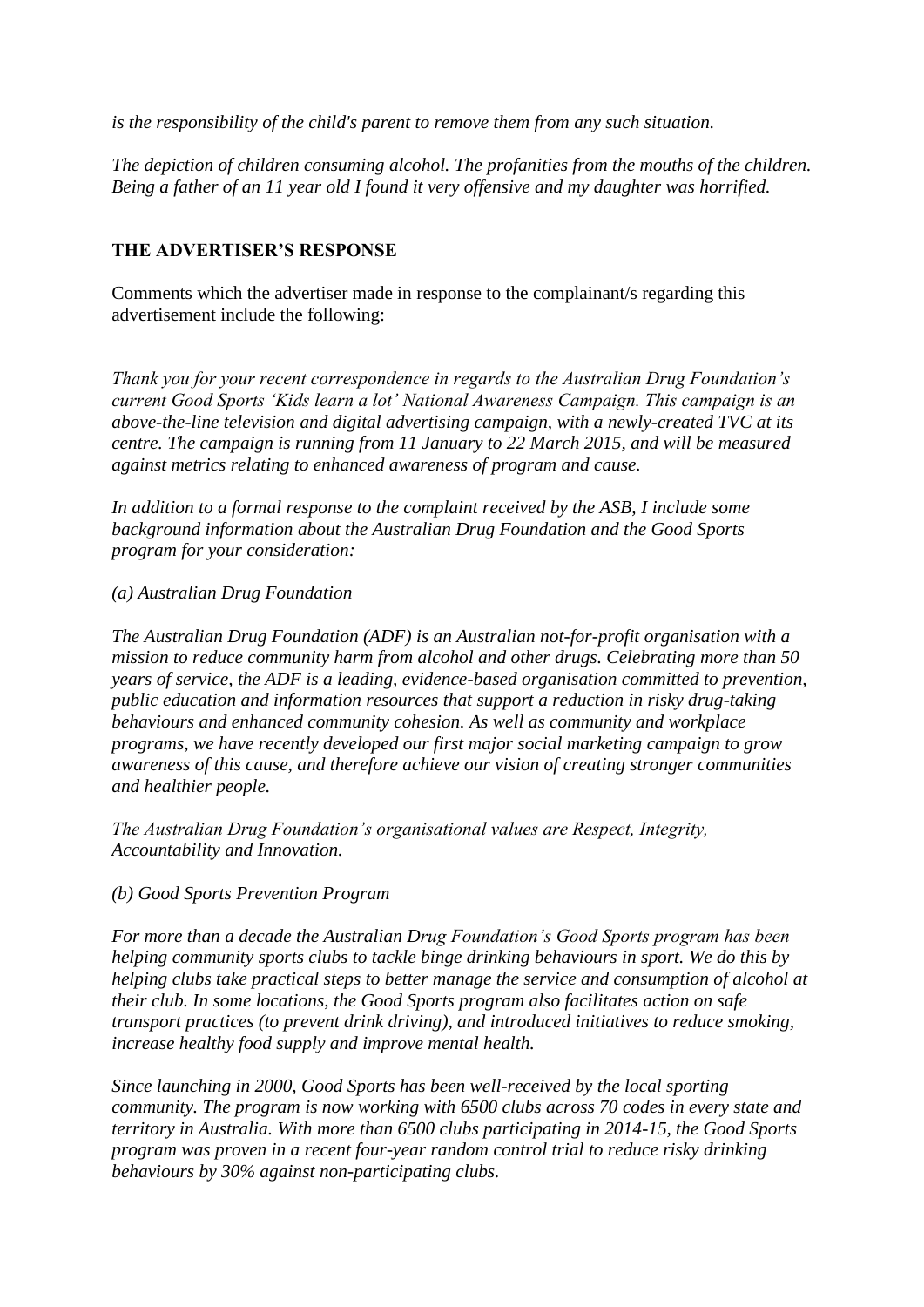*is the responsibility of the child's parent to remove them from any such situation.*

*The depiction of children consuming alcohol. The profanities from the mouths of the children. Being a father of an 11 year old I found it very offensive and my daughter was horrified.*

**THE ADVERTISER'S RESPONSE**

Comments which the advertiser made in response to the complainant/s regarding this advertisement include the following:

*Thank you for your recent correspondence in regards to the Australian Drug Foundation's current Good Sports 'Kids learn a lot' National Awareness Campaign. This campaign is an above-the-line television and digital advertising campaign, with a newly-created TVC at its centre. The campaign is running from 11 January to 22 March 2015, and will be measured against metrics relating to enhanced awareness of program and cause.*

*In addition to a formal response to the complaint received by the ASB, I include some background information about the Australian Drug Foundation and the Good Sports program for your consideration:*

*(a) Australian Drug Foundation*

*The Australian Drug Foundation (ADF) is an Australian not-for-profit organisation with a mission to reduce community harm from alcohol and other drugs. Celebrating more than 50 years of service, the ADF is a leading, evidence-based organisation committed to prevention, public education and information resources that support a reduction in risky drug-taking behaviours and enhanced community cohesion. As well as community and workplace programs, we have recently developed our first major social marketing campaign to grow awareness of this cause, and therefore achieve our vision of creating stronger communities and healthier people.*

*The Australian Drug Foundation's organisational values are Respect, Integrity, Accountability and Innovation.*

*(b) Good Sports Prevention Program*

*For more than a decade the Australian Drug Foundation's Good Sports program has been helping community sports clubs to tackle binge drinking behaviours in sport. We do this by helping clubs take practical steps to better manage the service and consumption of alcohol at their club. In some locations, the Good Sports program also facilitates action on safe transport practices (to prevent drink driving), and introduced initiatives to reduce smoking, increase healthy food supply and improve mental health.*

*Since launching in 2000, Good Sports has been well-received by the local sporting community. The program is now working with 6500 clubs across 70 codes in every state and territory in Australia. With more than 6500 clubs participating in 2014-15, the Good Sports program was proven in a recent four-year random control trial to reduce risky drinking behaviours by 30% against non-participating clubs.*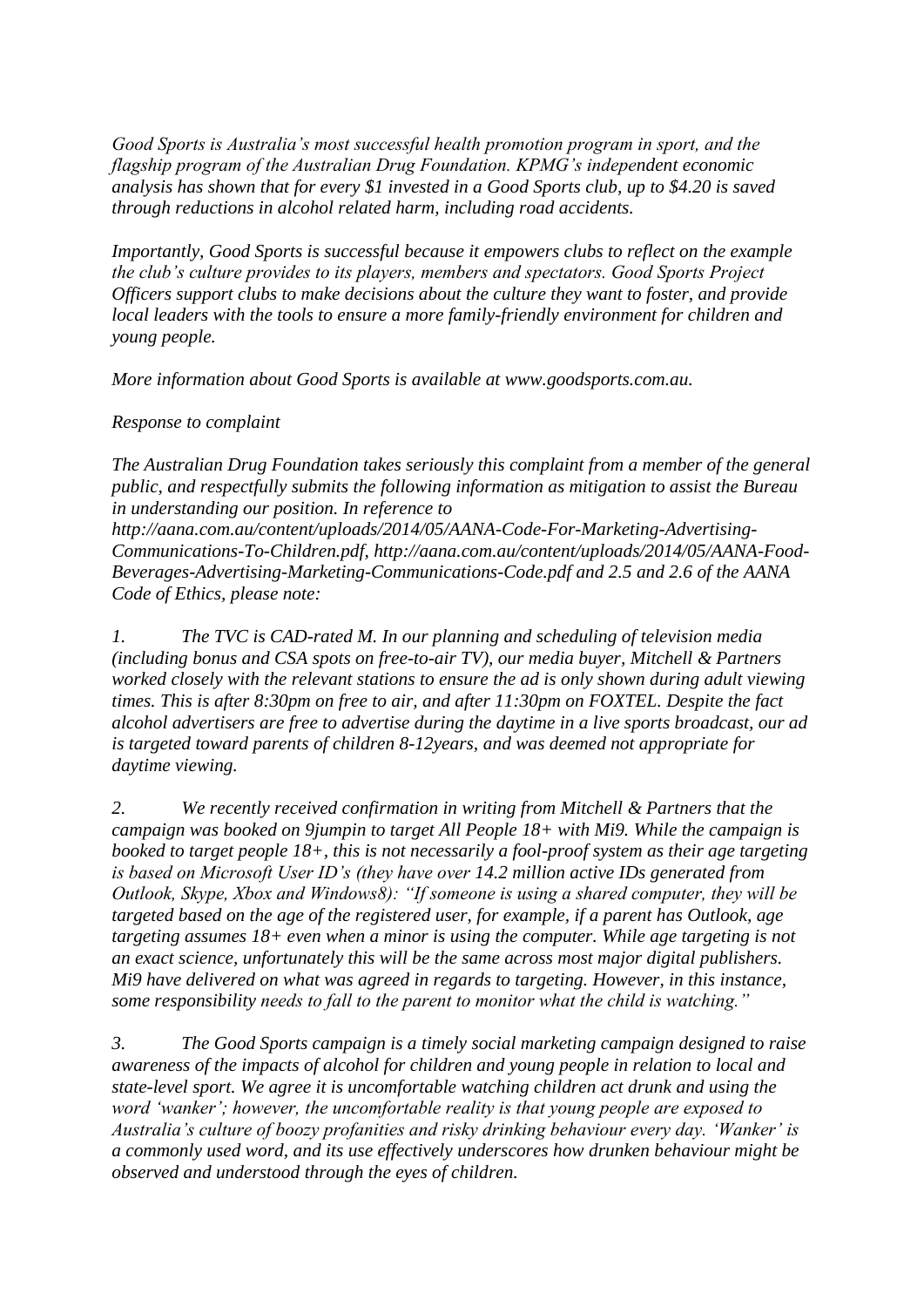*Good Sports is Australia's most successful health promotion program in sport, and the flagship program of the Australian Drug Foundation. KPMG's independent economic analysis has shown that for every $1 invested in a Good Sports club, up to $4.20 is saved through reductions in alcohol related harm, including road accidents.*

*Importantly, Good Sports is successful because it empowers clubs to reflect on the example the club's culture provides to its players, members and spectators. Good Sports Project Officers support clubs to make decisions about the culture they want to foster, and provide local leaders with the tools to ensure a more family-friendly environment for children and young people.*

*More information about Good Sports is available at www.goodsports.com.au.*

*Response to complaint*

*The Australian Drug Foundation takes seriously this complaint from a member of the general public, and respectfully submits the following information as mitigation to assist the Bureau in understanding our position. In reference to http://aana.com.au/content/uploads/2014/05/AANA-Code-For-Marketing-Advertising-Communications-To-Children.pdf, http://aana.com.au/content/uploads/2014/05/AANA-Food-Beverages-Advertising-Marketing-Communications-Code.pdf and 2.5 and 2.6 of the AANA Code of Ethics, please note:*

1. *The TVC is CAD-rated M. In our planning and scheduling of television media (including bonus and CSA spots on free-to-air TV), our media buyer, Mitchell & Partners worked closely with the relevant stations to ensure the ad is only shown during adult viewing times. This is after 8:30pm on free to air, and after 11:30pm on FOXTEL. Despite the fact alcohol advertisers are free to advertise during the daytime in a live sports broadcast, our ad is targeted toward parents of children 8-12years, and was deemed not appropriate for daytime viewing.*

2. *We recently received confirmation in writing from Mitchell & Partners that the campaign was booked on 9jumpin to target All People 18+ with Mi9. While the campaign is booked to target people 18+, this is not necessarily a fool-proof system as their age targeting is based on Microsoft User ID's (they have over 14.2 million active IDs generated from Outlook, Skype, Xbox and Windows8): "If someone is using a shared computer, they will be targeted based on the age of the registered user, for example, if a parent has Outlook, age targeting assumes 18+ even when a minor is using the computer. While age targeting is not an exact science, unfortunately this will be the same across most major digital publishers. Mi9 have delivered on what was agreed in regards to targeting. However, in this instance, some responsibility needs to fall to the parent to monitor what the child is watching."*

3. *The Good Sports campaign is a timely social marketing campaign designed to raise awareness of the impacts of alcohol for children and young people in relation to local and state-level sport. We agree it is uncomfortable watching children act drunk and using the word 'wanker'; however, the uncomfortable reality is that young people are exposed to Australia's culture of boozy profanities and risky drinking behaviour every day. 'Wanker' is a commonly used word, and its use effectively underscores how drunken behaviour might be observed and understood through the eyes of children.*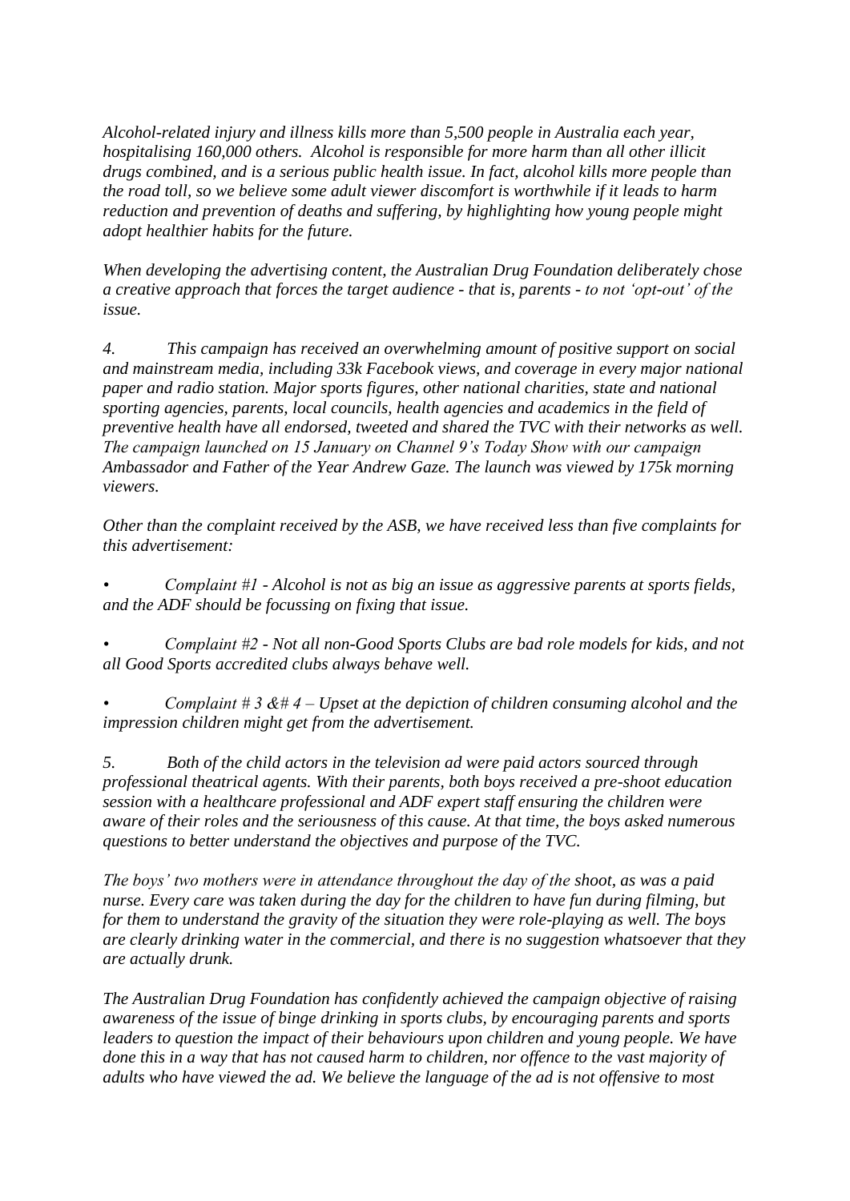*Alcohol-related injury and illness kills more than 5,500 people in Australia each year, hospitalising 160,000 others. Alcohol is responsible for more harm than all other illicit drugs combined, and is a serious public health issue. In fact, alcohol kills more people than the road toll, so we believe some adult viewer discomfort is worthwhile if it leads to harm reduction and prevention of deaths and suffering, by highlighting how young people might adopt healthier habits for the future.*

*When developing the advertising content, the Australian Drug Foundation deliberately chose a creative approach that forces the target audience - that is, parents - to not 'opt-out' of the issue.*

*4. This campaign has received an overwhelming amount of positive support on social and mainstream media, including 33k Facebook views, and coverage in every major national paper and radio station. Major sports figures, other national charities, state and national sporting agencies, parents, local councils, health agencies and academics in the field of preventive health have all endorsed, tweeted and shared the TVC with their networks as well. The campaign launched on 15 January on Channel 9's Today Show with our campaign Ambassador and Father of the Year Andrew Gaze. The launch was viewed by 175k morning viewers.*

*Other than the complaint received by the ASB, we have received less than five complaints for this advertisement:*

- *Complaint #1 - Alcohol is not as big an issue as aggressive parents at sports fields, and the ADF should be focussing on fixing that issue.*

- *Complaint #2 - Not all non-Good Sports Clubs are bad role models for kids, and not all Good Sports accredited clubs always behave well.*

- *Complaint # 3 &# 4 – Upset at the depiction of children consuming alcohol and the impression children might get from the advertisement.*

*5. Both of the child actors in the television ad were paid actors sourced through professional theatrical agents. With their parents, both boys received a pre-shoot education session with a healthcare professional and ADF expert staff ensuring the children were aware of their roles and the seriousness of this cause. At that time, the boys asked numerous questions to better understand the objectives and purpose of the TVC.*

*The boys' two mothers were in attendance throughout the day of the shoot, as was a paid nurse. Every care was taken during the day for the children to have fun during filming, but for them to understand the gravity of the situation they were role-playing as well. The boys are clearly drinking water in the commercial, and there is no suggestion whatsoever that they are actually drunk.*

*The Australian Drug Foundation has confidently achieved the campaign objective of raising awareness of the issue of binge drinking in sports clubs, by encouraging parents and sports leaders to question the impact of their behaviours upon children and young people. We have done this in a way that has not caused harm to children, nor offence to the vast majority of adults who have viewed the ad. We believe the language of the ad is not offensive to most*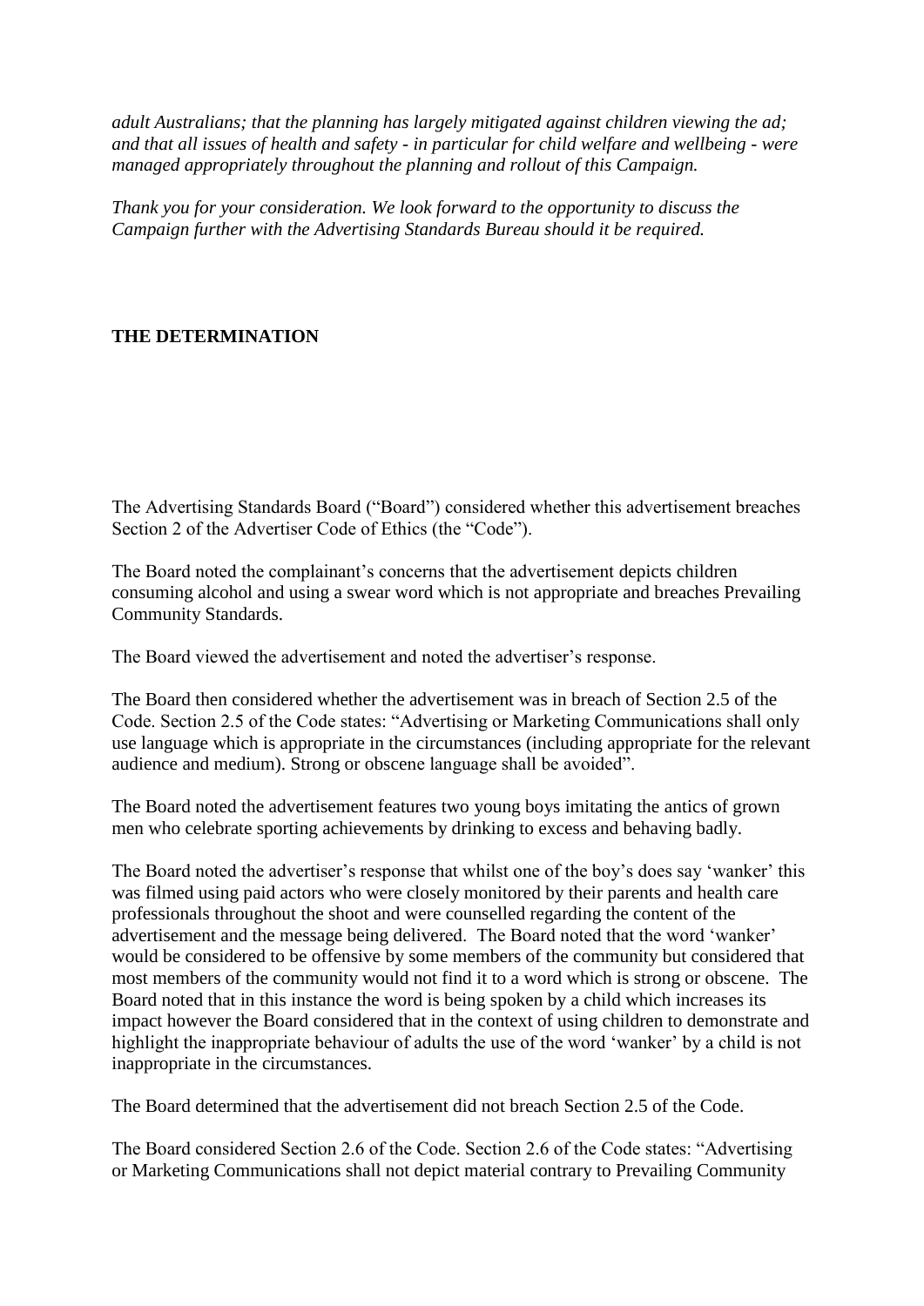*adult Australians; that the planning has largely mitigated against children viewing the ad; and that all issues of health and safety - in particular for child welfare and wellbeing - were managed appropriately throughout the planning and rollout of this Campaign.*

*Thank you for your consideration. We look forward to the opportunity to discuss the Campaign further with the Advertising Standards Bureau should it be required.*

**THE DETERMINATION**

The Advertising Standards Board ("Board") considered whether this advertisement breaches Section 2 of the Advertiser Code of Ethics (the "Code").

The Board noted the complainant's concerns that the advertisement depicts children consuming alcohol and using a swear word which is not appropriate and breaches Prevailing Community Standards.

The Board viewed the advertisement and noted the advertiser's response.

The Board then considered whether the advertisement was in breach of Section 2.5 of the Code. Section 2.5 of the Code states: "Advertising or Marketing Communications shall only use language which is appropriate in the circumstances (including appropriate for the relevant audience and medium). Strong or obscene language shall be avoided".

The Board noted the advertisement features two young boys imitating the antics of grown men who celebrate sporting achievements by drinking to excess and behaving badly.

The Board noted the advertiser's response that whilst one of the boy's does say 'wanker' this was filmed using paid actors who were closely monitored by their parents and health care professionals throughout the shoot and were counselled regarding the content of the advertisement and the message being delivered. The Board noted that the word 'wanker' would be considered to be offensive by some members of the community but considered that most members of the community would not find it to a word which is strong or obscene. The Board noted that in this instance the word is being spoken by a child which increases its impact however the Board considered that in the context of using children to demonstrate and highlight the inappropriate behaviour of adults the use of the word 'wanker' by a child is not inappropriate in the circumstances.

The Board determined that the advertisement did not breach Section 2.5 of the Code.

The Board considered Section 2.6 of the Code. Section 2.6 of the Code states: "Advertising or Marketing Communications shall not depict material contrary to Prevailing Community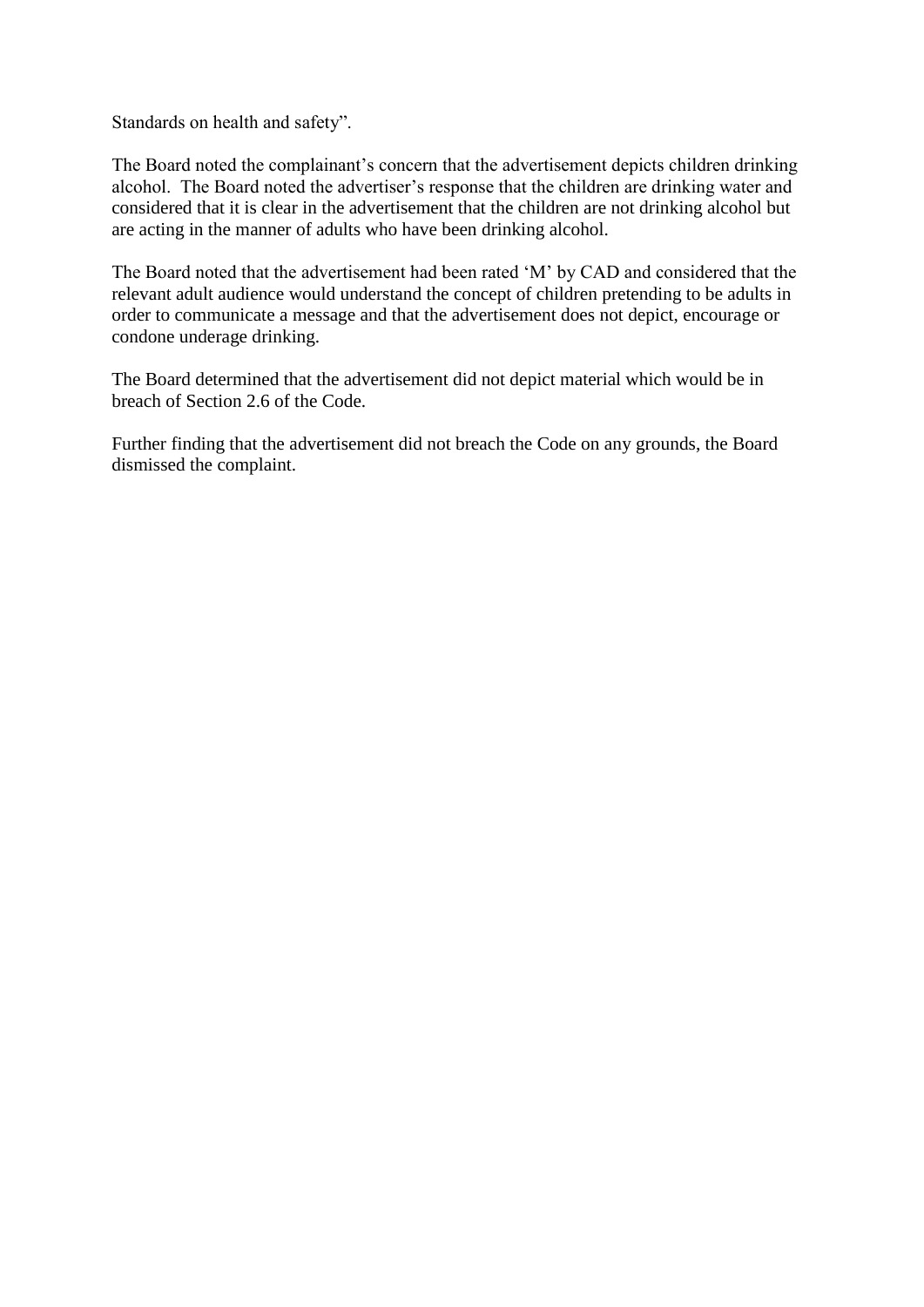Standards on health and safety".

The Board noted the complainant's concern that the advertisement depicts children drinking alcohol. The Board noted the advertiser's response that the children are drinking water and considered that it is clear in the advertisement that the children are not drinking alcohol but are acting in the manner of adults who have been drinking alcohol.

The Board noted that the advertisement had been rated 'M' by CAD and considered that the relevant adult audience would understand the concept of children pretending to be adults in order to communicate a message and that the advertisement does not depict, encourage or condone underage drinking.

The Board determined that the advertisement did not depict material which would be in breach of Section 2.6 of the Code.

Further finding that the advertisement did not breach the Code on any grounds, the Board dismissed the complaint.